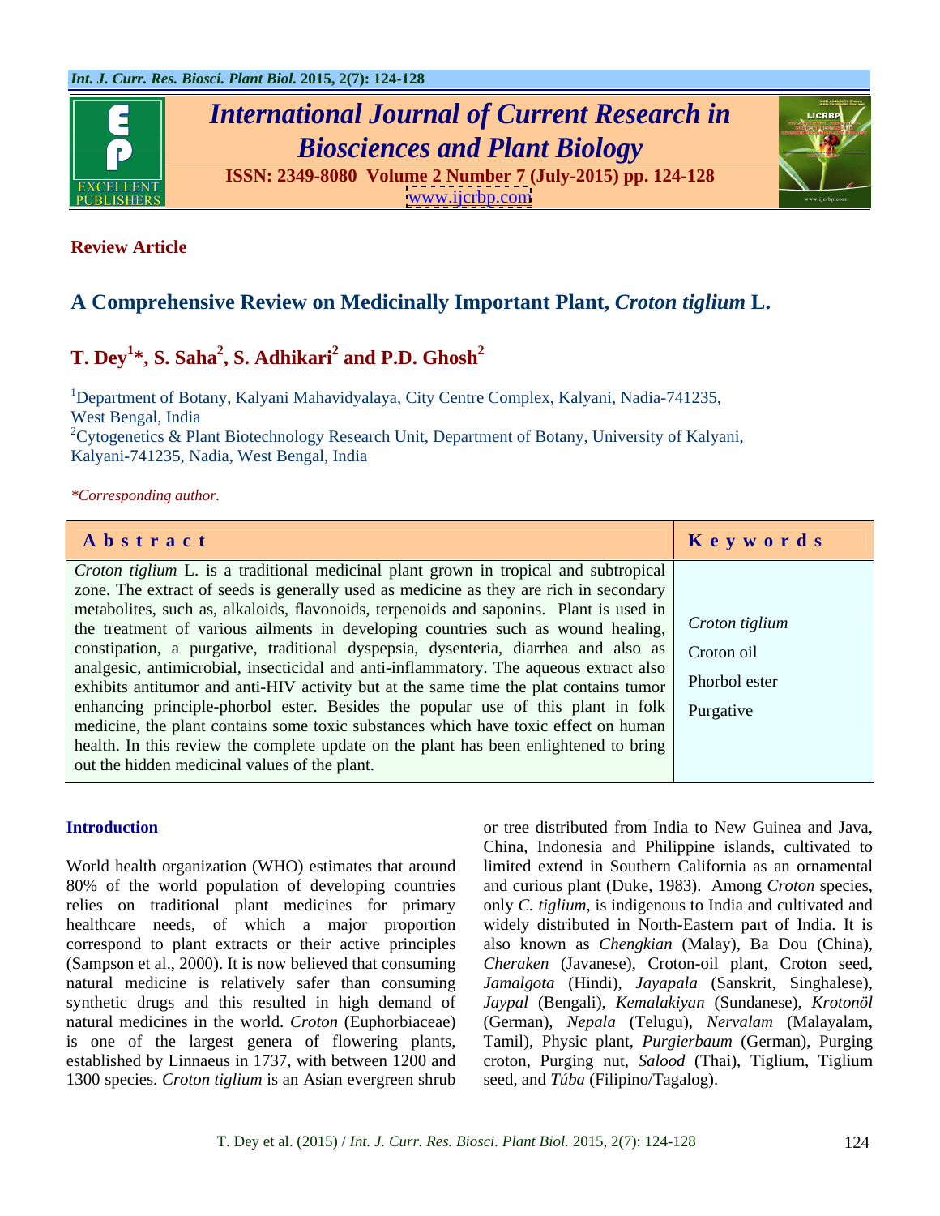Review Article

# A Comprehensive Review on Medicinally Important Plant, *Croton tiglium* L.

**T. Dey[1]*, S. Saha[2], S. Adhikari[2] and P.D. Ghosh[2]**

[1]Department of Botany, Kalyani Mahavidyalaya, City Centre Complex, Kalyani, Nadia-741235, West Bengal, India

[2]Cytogenetics & Plant Biotechnology Research Unit, Department of Botany, University of Kalyani, Kalyani-741235, Nadia, West Bengal, India

*\*Corresponding author.*

| Abstract | Keywords |
|---|---|
| *Croton tiglium* L. is a traditional medicinal plant grown in tropical and subtropical zone. The extract of seeds is generally used as medicine as they are rich in secondary metabolites, such as, alkaloids, flavonoids, terpenoids and saponins. Plant is used in the treatment of various ailments in developing countries such as wound healing, constipation, a purgative, traditional dyspepsia, dysenteria, diarrhea and also as analgesic, antimicrobial, insecticidal and anti-inflammatory. The aqueous extract also exhibits antitumor and anti-HIV activity but at the same time the plat contains tumor enhancing principle-phorbol ester. Besides the popular use of this plant in folk medicine, the plant contains some toxic substances which have toxic effect on human health. In this review the complete update on the plant has been enlightened to bring out the hidden medicinal values of the plant. | *Croton tiglium*<br>Croton oil<br>Phorbol ester<br>Purgative |

## Introduction

World health organization (WHO) estimates that around 80% of the world population of developing countries relies on traditional plant medicines for primary healthcare needs, of which a major proportion correspond to plant extracts or their active principles (Sampson et al., 2000). It is now believed that consuming natural medicine is relatively safer than consuming synthetic drugs and this resulted in high demand of natural medicines in the world. *Croton* (Euphorbiaceae) is one of the largest genera of flowering plants, established by Linnaeus in 1737, with between 1200 and 1300 species. *Croton tiglium* is an Asian evergreen shrub or tree distributed from India to New Guinea and Java, China, Indonesia and Philippine islands, cultivated to limited extend in Southern California as an ornamental and curious plant (Duke, 1983). Among *Croton* species, only *C. tiglium*, is indigenous to India and cultivated and widely distributed in North-Eastern part of India. It is also known as *Chengkian* (Malay), Ba Dou (China), *Cheraken* (Javanese), Croton-oil plant, Croton seed, *Jamalgota* (Hindi), *Jayapala* (Sanskrit, Singhalese), *Jaypal* (Bengali), *Kemalakiyan* (Sundanese), *Krotonöl* (German), *Nepala* (Telugu), *Nervalam* (Malayalam, Tamil), Physic plant, *Purgierbaum* (German), Purging croton, Purging nut, *Salood* (Thai), Tiglium, Tiglium seed, and *Túba* (Filipino/Tagalog).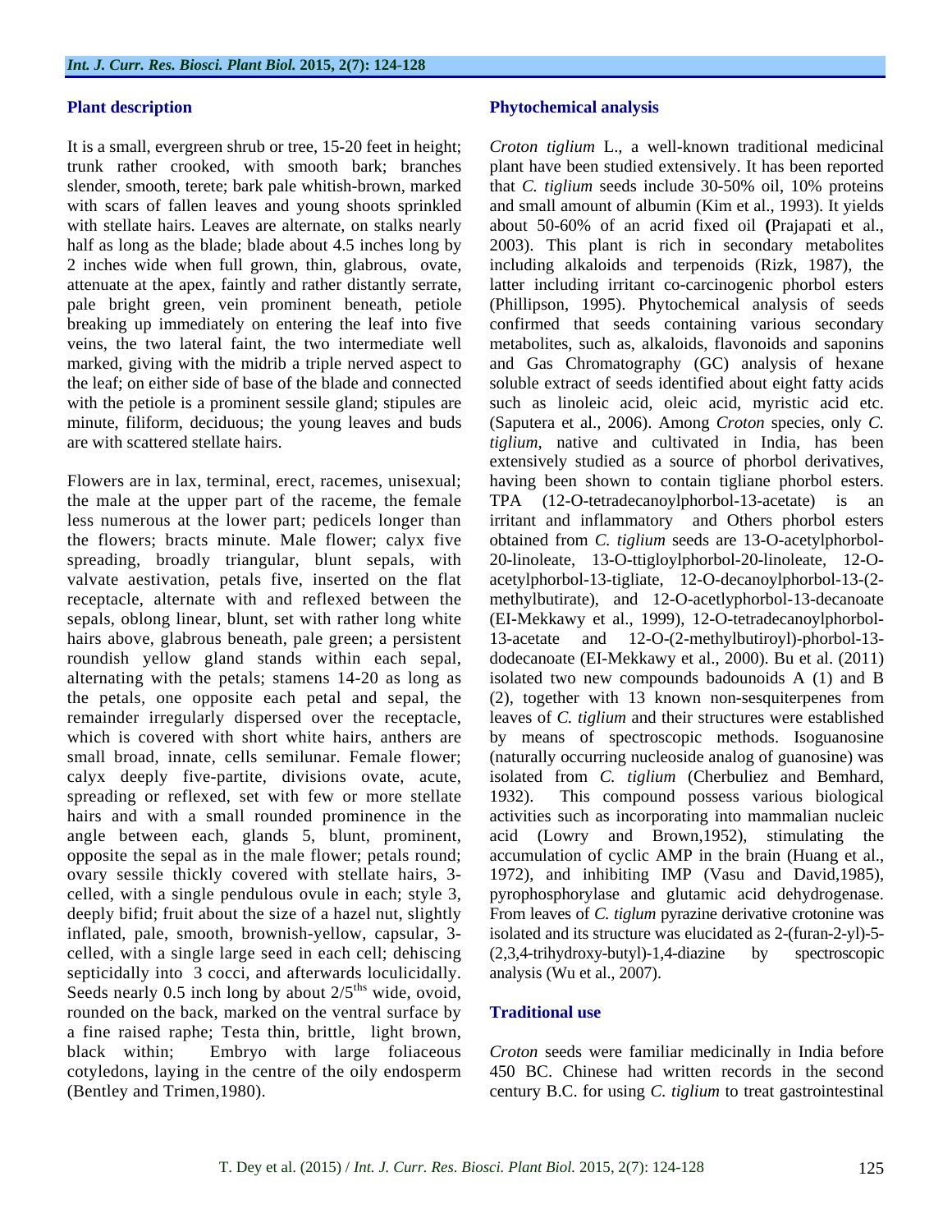## Plant description

It is a small, evergreen shrub or tree, 15-20 feet in height; trunk rather crooked, with smooth bark; branches slender, smooth, terete; bark pale whitish-brown, marked with scars of fallen leaves and young shoots sprinkled with stellate hairs. Leaves are alternate, on stalks nearly half as long as the blade; blade about 4.5 inches long by 2 inches wide when full grown, thin, glabrous, ovate, attenuate at the apex, faintly and rather distantly serrate, pale bright green, vein prominent beneath, petiole breaking up immediately on entering the leaf into five veins, the two lateral faint, the two intermediate well marked, giving with the midrib a triple nerved aspect to the leaf; on either side of base of the blade and connected with the petiole is a prominent sessile gland; stipules are minute, filiform, deciduous; the young leaves and buds are with scattered stellate hairs.

Flowers are in lax, terminal, erect, racemes, unisexual; the male at the upper part of the raceme, the female less numerous at the lower part; pedicels longer than the flowers; bracts minute. Male flower; calyx five spreading, broadly triangular, blunt sepals, with valvate aestivation, petals five, inserted on the flat receptacle, alternate with and reflexed between the sepals, oblong linear, blunt, set with rather long white hairs above, glabrous beneath, pale green; a persistent roundish yellow gland stands within each sepal, alternating with the petals; stamens 14-20 as long as the petals, one opposite each petal and sepal, the remainder irregularly dispersed over the receptacle, which is covered with short white hairs, anthers are small broad, innate, cells semilunar. Female flower; calyx deeply five-partite, divisions ovate, acute, spreading or reflexed, set with few or more stellate hairs and with a small rounded prominence in the angle between each, glands 5, blunt, prominent, opposite the sepal as in the male flower; petals round; ovary sessile thickly covered with stellate hairs, 3-celled, with a single pendulous ovule in each; style 3, deeply bifid; fruit about the size of a hazel nut, slightly inflated, pale, smooth, brownish-yellow, capsular, 3-celled, with a single large seed in each cell; dehiscing septicidally into 3 cocci, and afterwards loculicidally. Seeds nearly 0.5 inch long by about 2/5$^{ths}$ wide, ovoid, rounded on the back, marked on the ventral surface by a fine raised raphe; Testa thin, brittle, light brown, black within; Embryo with large foliaceous cotyledons, laying in the centre of the oily endosperm (Bentley and Trimen,1980).

## Phytochemical analysis

*Croton tiglium* L., a well-known traditional medicinal plant have been studied extensively. It has been reported that *C. tiglium* seeds include 30-50% oil, 10% proteins and small amount of albumin (Kim et al., 1993). It yields about 50-60% of an acrid fixed oil **(**Prajapati et al., 2003). This plant is rich in secondary metabolites including alkaloids and terpenoids (Rizk, 1987), the latter including irritant co-carcinogenic phorbol esters (Phillipson, 1995). Phytochemical analysis of seeds confirmed that seeds containing various secondary metabolites, such as, alkaloids, flavonoids and saponins and Gas Chromatography (GC) analysis of hexane soluble extract of seeds identified about eight fatty acids such as linoleic acid, oleic acid, myristic acid etc. (Saputera et al., 2006). Among *Croton* species, only *C. tiglium*, native and cultivated in India, has been extensively studied as a source of phorbol derivatives, having been shown to contain tigliane phorbol esters. TPA (12-O-tetradecanoylphorbol-13-acetate) is an irritant and inflammatory and Others phorbol esters obtained from *C. tiglium* seeds are 13-O-acetylphorbol-20-linoleate, 13-O-ttigloylphorbol-20-linoleate, 12-O-acetylphorbol-13-tigliate, 12-O-decanoylphorbol-13-(2-methylbutirate), and 12-O-acetlyphorbol-13-decanoate (EI-Mekkawy et al., 1999), 12-O-tetradecanoylphorbol-13-acetate and 12-O-(2-methylbutiroyl)-phorbol-13-dodecanoate (EI-Mekkawy et al., 2000). Bu et al. (2011) isolated two new compounds badounoids A (1) and B (2), together with 13 known non-sesquiterpenes from leaves of *C. tiglium* and their structures were established by means of spectroscopic methods. Isoguanosine (naturally occurring nucleoside analog of guanosine) was isolated from *C. tiglium* (Cherbuliez and Bemhard, 1932). This compound possess various biological activities such as incorporating into mammalian nucleic acid (Lowry and Brown,1952), stimulating the accumulation of cyclic AMP in the brain (Huang et al., 1972), and inhibiting IMP (Vasu and David,1985), pyrophosphorylase and glutamic acid dehydrogenase. From leaves of *C. tiglum* pyrazine derivative crotonine was isolated and its structure was elucidated as 2-(furan-2-yl)-5-(2,3,4-trihydroxy-butyl)-1,4-diazine by spectroscopic analysis (Wu et al., 2007).

## Traditional use

*Croton* seeds were familiar medicinally in India before 450 BC. Chinese had written records in the second century B.C. for using *C. tiglium* to treat gastrointestinal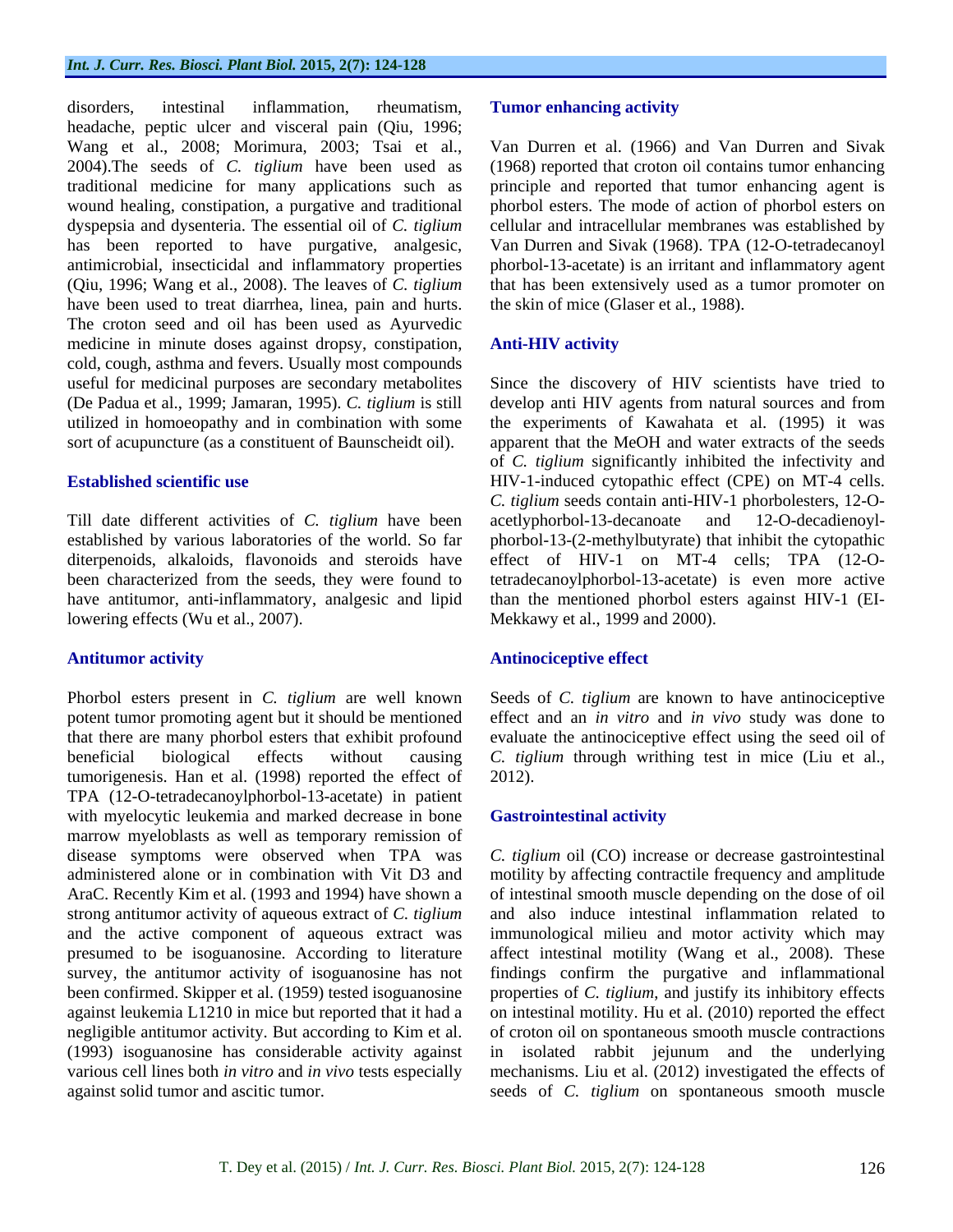disorders, intestinal inflammation, rheumatism, headache, peptic ulcer and visceral pain (Qiu, 1996; Wang et al., 2008; Morimura, 2003; Tsai et al., 2004).The seeds of *C. tiglium* have been used as traditional medicine for many applications such as wound healing, constipation, a purgative and traditional dyspepsia and dysenteria. The essential oil of *C. tiglium* has been reported to have purgative, analgesic, antimicrobial, insecticidal and inflammatory properties (Qiu, 1996; Wang et al., 2008). The leaves of *C. tiglium* have been used to treat diarrhea, linea, pain and hurts. The croton seed and oil has been used as Ayurvedic medicine in minute doses against dropsy, constipation, cold, cough, asthma and fevers. Usually most compounds useful for medicinal purposes are secondary metabolites (De Padua et al., 1999; Jamaran, 1995). *C. tiglium* is still utilized in homoeopathy and in combination with some sort of acupuncture (as a constituent of Baunscheidt oil).

## Established scientific use

Till date different activities of *C. tiglium* have been established by various laboratories of the world. So far diterpenoids, alkaloids, flavonoids and steroids have been characterized from the seeds, they were found to have antitumor, anti-inflammatory, analgesic and lipid lowering effects (Wu et al., 2007).

## Antitumor activity

Phorbol esters present in *C. tiglium* are well known potent tumor promoting agent but it should be mentioned that there are many phorbol esters that exhibit profound beneficial biological effects without causing tumorigenesis. Han et al. (1998) reported the effect of TPA (12-O-tetradecanoylphorbol-13-acetate) in patient with myelocytic leukemia and marked decrease in bone marrow myeloblasts as well as temporary remission of disease symptoms were observed when TPA was administered alone or in combination with Vit D3 and AraC. Recently Kim et al. (1993 and 1994) have shown a strong antitumor activity of aqueous extract of *C. tiglium* and the active component of aqueous extract was presumed to be isoguanosine. According to literature survey, the antitumor activity of isoguanosine has not been confirmed. Skipper et al. (1959) tested isoguanosine against leukemia L1210 in mice but reported that it had a negligible antitumor activity. But according to Kim et al. (1993) isoguanosine has considerable activity against various cell lines both *in vitro* and *in vivo* tests especially against solid tumor and ascitic tumor.

## Tumor enhancing activity

Van Durren et al. (1966) and Van Durren and Sivak (1968) reported that croton oil contains tumor enhancing principle and reported that tumor enhancing agent is phorbol esters. The mode of action of phorbol esters on cellular and intracellular membranes was established by Van Durren and Sivak (1968). TPA (12-O-tetradecanoyl phorbol-13-acetate) is an irritant and inflammatory agent that has been extensively used as a tumor promoter on the skin of mice (Glaser et al., 1988).

## Anti-HIV activity

Since the discovery of HIV scientists have tried to develop anti HIV agents from natural sources and from the experiments of Kawahata et al. (1995) it was apparent that the MeOH and water extracts of the seeds of *C. tiglium* significantly inhibited the infectivity and HIV-1-induced cytopathic effect (CPE) on MT-4 cells. *C. tiglium* seeds contain anti-HIV-1 phorbolesters, 12-O-acetylphorbol-13-decanoate and 12-O-decadienoyl-phorbol-13-(2-methylbutyrate) that inhibit the cytopathic effect of HIV-1 on MT-4 cells; TPA (12-O-tetradecanoylphorbol-13-acetate) is even more active than the mentioned phorbol esters against HIV-1 (EI-Mekkawy et al., 1999 and 2000).

## Antinociceptive effect

Seeds of *C. tiglium* are known to have antinociceptive effect and an *in vitro* and *in vivo* study was done to evaluate the antinociceptive effect using the seed oil of *C. tiglium* through writhing test in mice (Liu et al., 2012).

## Gastrointestinal activity

*C. tiglium* oil (CO) increase or decrease gastrointestinal motility by affecting contractile frequency and amplitude of intestinal smooth muscle depending on the dose of oil and also induce intestinal inflammation related to immunological milieu and motor activity which may affect intestinal motility (Wang et al., 2008). These findings confirm the purgative and inflammational properties of *C. tiglium*, and justify its inhibitory effects on intestinal motility. Hu et al. (2010) reported the effect of croton oil on spontaneous smooth muscle contractions in isolated rabbit jejunum and the underlying mechanisms. Liu et al. (2012) investigated the effects of seeds of *C. tiglium* on spontaneous smooth muscle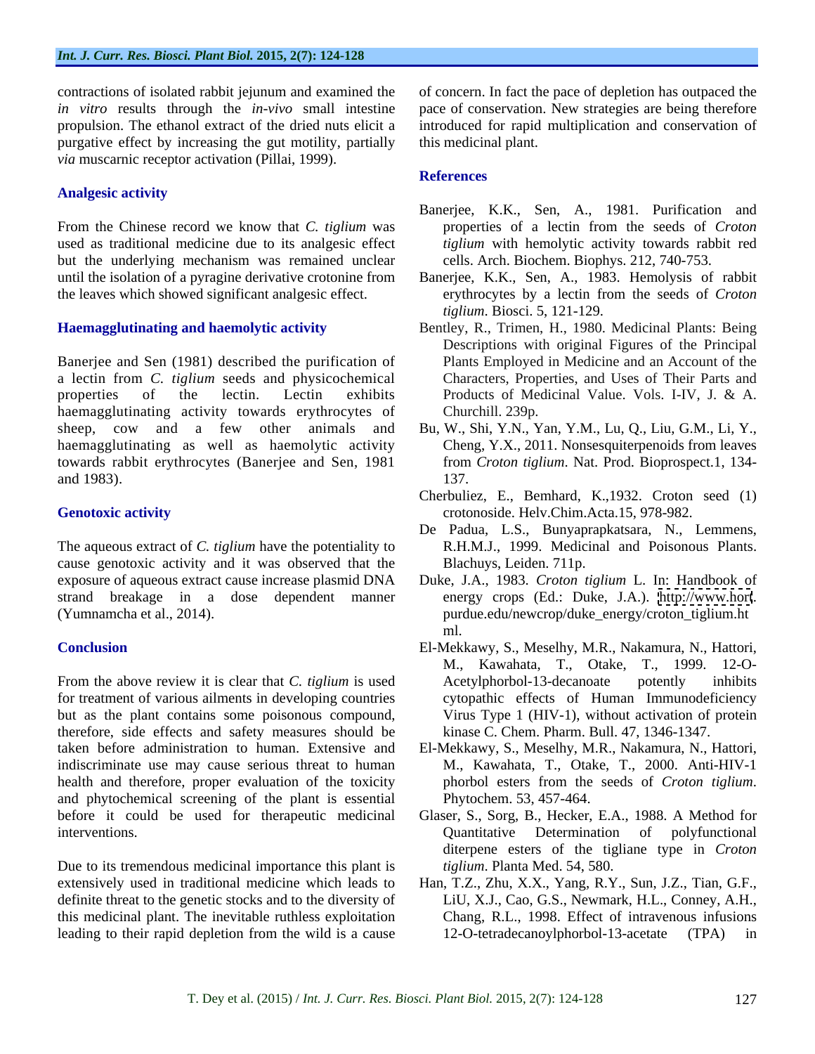contractions of isolated rabbit jejunum and examined the *in vitro* results through the *in-vivo* small intestine propulsion. The ethanol extract of the dried nuts elicit a purgative effect by increasing the gut motility, partially *via* muscarnic receptor activation (Pillai, 1999).

## Analgesic activity

From the Chinese record we know that *C. tiglium* was used as traditional medicine due to its analgesic effect but the underlying mechanism was remained unclear until the isolation of a pyragine derivative crotonine from the leaves which showed significant analgesic effect.

## Haemagglutinating and haemolytic activity

Banerjee and Sen (1981) described the purification of a lectin from *C. tiglium* seeds and physicochemical properties of the lectin. Lectin exhibits haemagglutinating activity towards erythrocytes of sheep, cow and a few other animals and haemagglutinating as well as haemolytic activity towards rabbit erythrocytes (Banerjee and Sen, 1981 and 1983).

## Genotoxic activity

The aqueous extract of *C. tiglium* have the potentiality to cause genotoxic activity and it was observed that the exposure of aqueous extract cause increase plasmid DNA strand breakage in a dose dependent manner (Yumnamcha et al., 2014).

## Conclusion

From the above review it is clear that *C. tiglium* is used for treatment of various ailments in developing countries but as the plant contains some poisonous compound, therefore, side effects and safety measures should be taken before administration to human. Extensive and indiscriminate use may cause serious threat to human health and therefore, proper evaluation of the toxicity and phytochemical screening of the plant is essential before it could be used for therapeutic medicinal interventions.

Due to its tremendous medicinal importance this plant is extensively used in traditional medicine which leads to definite threat to the genetic stocks and to the diversity of this medicinal plant. The inevitable ruthless exploitation leading to their rapid depletion from the wild is a cause of concern. In fact the pace of depletion has outpaced the pace of conservation. New strategies are being therefore introduced for rapid multiplication and conservation of this medicinal plant.

## References

Banerjee, K.K., Sen, A., 1981. Purification and properties of a lectin from the seeds of *Croton tiglium* with hemolytic activity towards rabbit red cells. Arch. Biochem. Biophys. 212, 740-753.

Banerjee, K.K., Sen, A., 1983. Hemolysis of rabbit erythrocytes by a lectin from the seeds of *Croton tiglium*. Biosci. 5, 121-129.

Bentley, R., Trimen, H., 1980. Medicinal Plants: Being Descriptions with original Figures of the Principal Plants Employed in Medicine and an Account of the Characters, Properties, and Uses of Their Parts and Products of Medicinal Value. Vols. I-IV, J. & A. Churchill. 239p.

Bu, W., Shi, Y.N., Yan, Y.M., Lu, Q., Liu, G.M., Li, Y., Cheng, Y.X., 2011. Nonsesquiterpenoids from leaves from *Croton tiglium*. Nat. Prod. Bioprospect.1, 134-137.

Cherbuliez, E., Bemhard, K.,1932. Croton seed (1) crotonoside. Helv.Chim.Acta.15, 978-982.

De Padua, L.S., Bunyaprapkatsara, N., Lemmens, R.H.M.J., 1999. Medicinal and Poisonous Plants. Blachuys, Leiden. 711p.

Duke, J.A., 1983. *Croton tiglium* L. In: Handbook of energy crops (Ed.: Duke, J.A.). http://www.hort. purdue.edu/newcrop/duke_energy/croton_tiglium.html.

El-Mekkawy, S., Meselhy, M.R., Nakamura, N., Hattori, M., Kawahata, T., Otake, T., 1999. 12-O-Acetylphorbol-13-decanoate potently inhibits cytopathic effects of Human Immunodeficiency Virus Type 1 (HIV-1), without activation of protein kinase C. Chem. Pharm. Bull. 47, 1346-1347.

El-Mekkawy, S., Meselhy, M.R., Nakamura, N., Hattori, M., Kawahata, T., Otake, T., 2000. Anti-HIV-1 phorbol esters from the seeds of *Croton tiglium*. Phytochem. 53, 457-464.

Glaser, S., Sorg, B., Hecker, E.A., 1988. A Method for Quantitative Determination of polyfunctional diterpene esters of the tigliane type in *Croton tiglium*. Planta Med. 54, 580.

Han, T.Z., Zhu, X.X., Yang, R.Y., Sun, J.Z., Tian, G.F., LiU, X.J., Cao, G.S., Newmark, H.L., Conney, A.H., Chang, R.L., 1998. Effect of intravenous infusions 12-O-tetradecanoylphorbol-13-acetate (TPA) in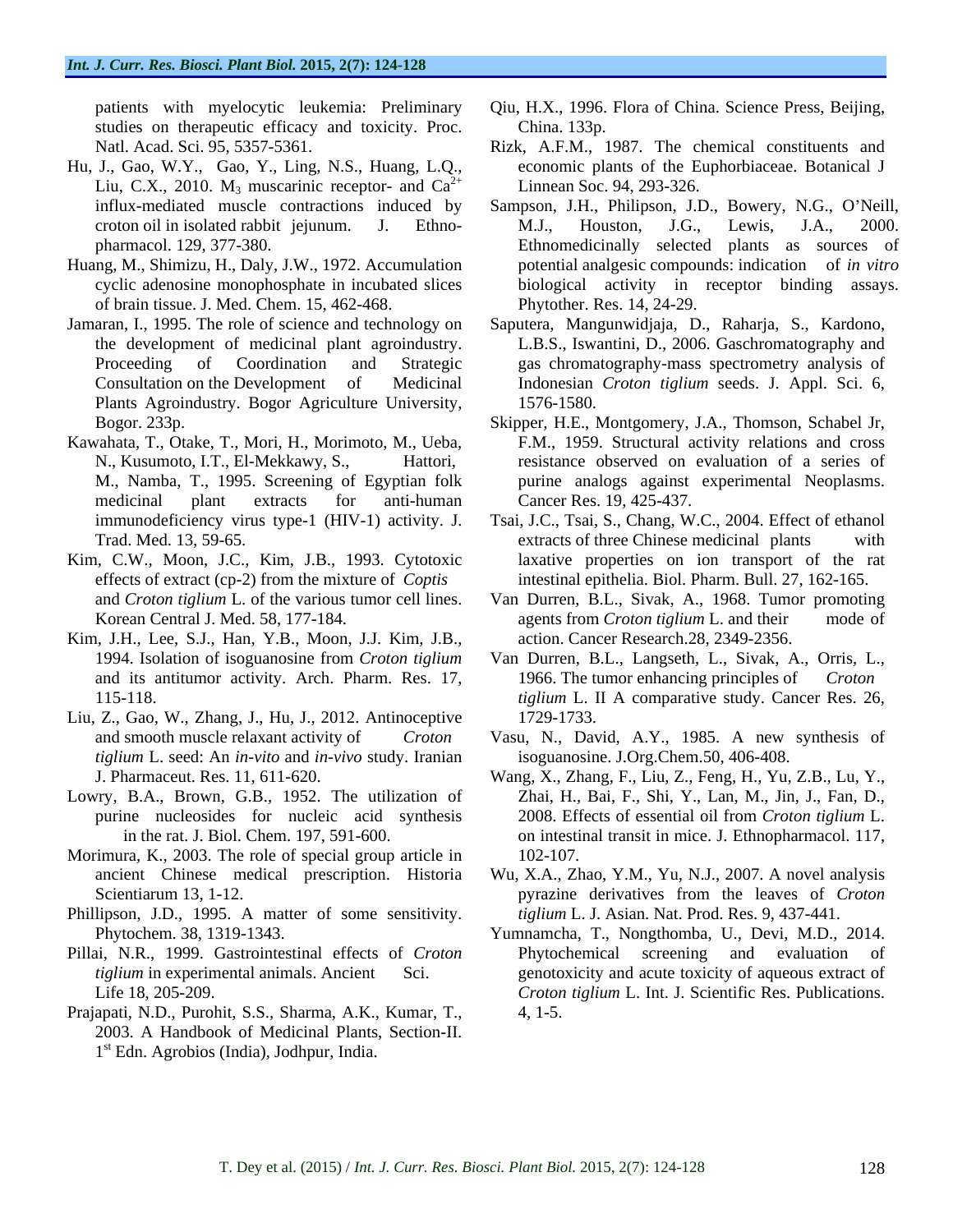patients with myelocytic leukemia: Preliminary studies on therapeutic efficacy and toxicity. Proc. Natl. Acad. Sci. 95, 5357-5361.

Hu, J., Gao, W.Y., Gao, Y., Ling, N.S., Huang, L.Q., Liu, C.X., 2010. $M_3$ muscarinic receptor- and $Ca^{2+}$ influx-mediated muscle contractions induced by croton oil in isolated rabbit jejunum. J. Ethnopharmacol. 129, 377-380.

Huang, M., Shimizu, H., Daly, J.W., 1972. Accumulation cyclic adenosine monophosphate in incubated slices of brain tissue. J. Med. Chem. 15, 462-468.

Jamaran, I., 1995. The role of science and technology on the development of medicinal plant agroindustry. Proceeding of Coordination and Strategic Consultation on the Development of Medicinal Plants Agroindustry. Bogor Agriculture University, Bogor. 233p.

Kawahata, T., Otake, T., Mori, H., Morimoto, M., Ueba, N., Kusumoto, I.T., El-Mekkawy, S., Hattori, M., Namba, T., 1995. Screening of Egyptian folk medicinal plant extracts for anti-human immunodeficiency virus type-1 (HIV-1) activity. J. Trad. Med. 13, 59-65.

Kim, C.W., Moon, J.C., Kim, J.B., 1993. Cytotoxic effects of extract (cp-2) from the mixture of *Coptis* and *Croton tiglium* L. of the various tumor cell lines. Korean Central J. Med. 58, 177-184.

Kim, J.H., Lee, S.J., Han, Y.B., Moon, J.J. Kim, J.B., 1994. Isolation of isoguanosine from *Croton tiglium* and its antitumor activity. Arch. Pharm. Res. 17, 115-118.

Liu, Z., Gao, W., Zhang, J., Hu, J., 2012. Antinoceptive and smooth muscle relaxant activity of *Croton tiglium* L. seed: An *in-vito* and *in-vivo* study. Iranian J. Pharmaceut. Res. 11, 611-620.

Lowry, B.A., Brown, G.B., 1952. The utilization of purine nucleosides for nucleic acid synthesis in the rat. J. Biol. Chem. 197, 591-600.

Morimura, K., 2003. The role of special group article in ancient Chinese medical prescription. Historia Scientiarum 13, 1-12.

Phillipson, J.D., 1995. A matter of some sensitivity. Phytochem. 38, 1319-1343.

Pillai, N.R., 1999. Gastrointestinal effects of *Croton tiglium* in experimental animals. Ancient Sci. Life 18, 205-209.

Prajapati, N.D., Purohit, S.S., Sharma, A.K., Kumar, T., 2003. A Handbook of Medicinal Plants, Section-II. 1st Edn. Agrobios (India), Jodhpur, India.

Qiu, H.X., 1996. Flora of China. Science Press, Beijing, China. 133p.

Rizk, A.F.M., 1987. The chemical constituents and economic plants of the Euphorbiaceae. Botanical J Linnean Soc. 94, 293-326.

Sampson, J.H., Philipson, J.D., Bowery, N.G., O'Neill, M.J., Houston, J.G., Lewis, J.A., 2000. Ethnomedicinally selected plants as sources of potential analgesic compounds: indication of *in vitro* biological activity in receptor binding assays. Phytother. Res. 14, 24-29.

Saputera, Mangunwidjaja, D., Raharja, S., Kardono, L.B.S., Iswantini, D., 2006. Gaschromatography and gas chromatography-mass spectrometry analysis of Indonesian *Croton tiglium* seeds. J. Appl. Sci. 6, 1576-1580.

Skipper, H.E., Montgomery, J.A., Thomson, Schabel Jr, F.M., 1959. Structural activity relations and cross resistance observed on evaluation of a series of purine analogs against experimental Neoplasms. Cancer Res. 19, 425-437.

Tsai, J.C., Tsai, S., Chang, W.C., 2004. Effect of ethanol extracts of three Chinese medicinal plants with laxative properties on ion transport of the rat intestinal epithelia. Biol. Pharm. Bull. 27, 162-165.

Van Durren, B.L., Sivak, A., 1968. Tumor promoting agents from *Croton tiglium* L. and their mode of action. Cancer Research.28, 2349-2356.

Van Durren, B.L., Langseth, L., Sivak, A., Orris, L., 1966. The tumor enhancing principles of *Croton tiglium* L. II A comparative study. Cancer Res. 26, 1729-1733.

Vasu, N., David, A.Y., 1985. A new synthesis of isoguanosine. J.Org.Chem.50, 406-408.

Wang, X., Zhang, F., Liu, Z., Feng, H., Yu, Z.B., Lu, Y., Zhai, H., Bai, F., Shi, Y., Lan, M., Jin, J., Fan, D., 2008. Effects of essential oil from *Croton tiglium* L. on intestinal transit in mice. J. Ethnopharmacol. 117, 102-107.

Wu, X.A., Zhao, Y.M., Yu, N.J., 2007. A novel analysis pyrazine derivatives from the leaves of *Croton tiglium* L. J. Asian. Nat. Prod. Res. 9, 437-441.

Yumnamcha, T., Nongthomba, U., Devi, M.D., 2014. Phytochemical screening and evaluation of genotoxicity and acute toxicity of aqueous extract of *Croton tiglium* L. Int. J. Scientific Res. Publications. 4, 1-5.